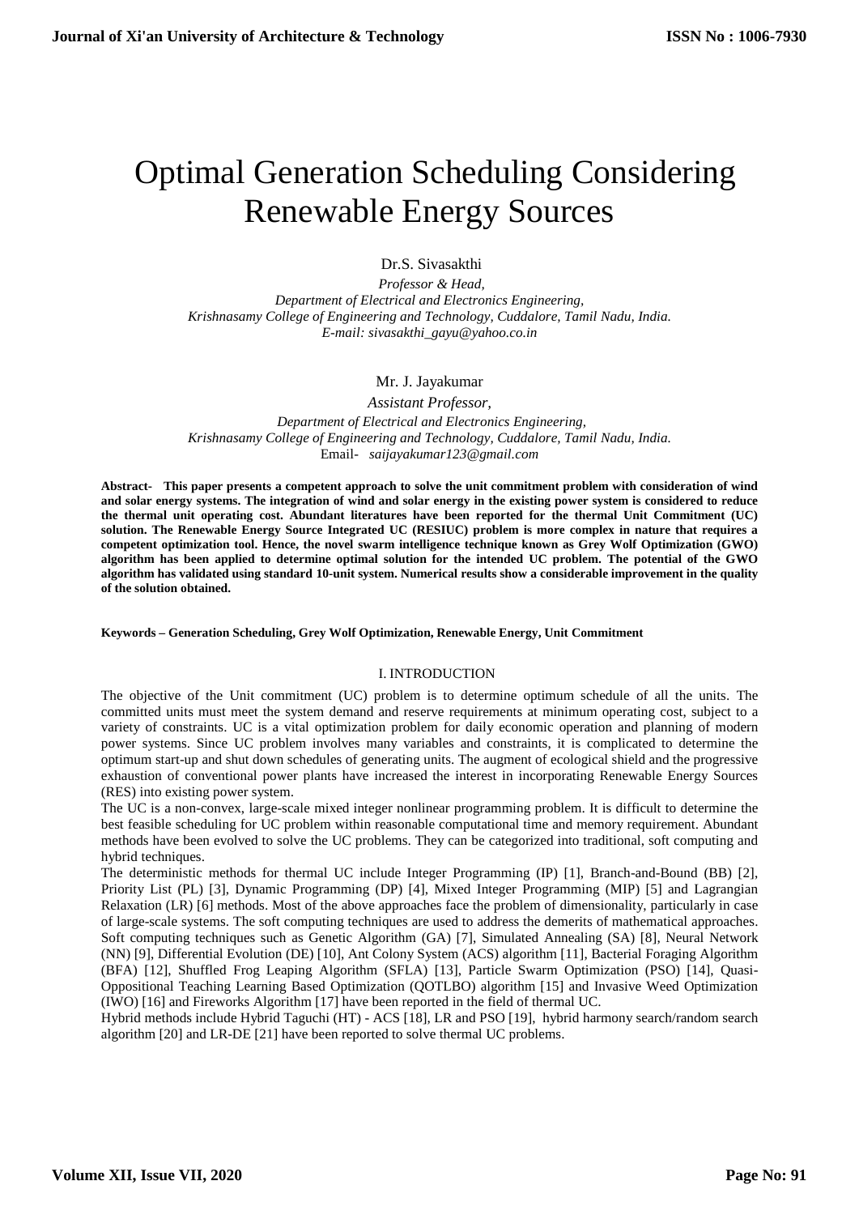# Optimal Generation Scheduling Considering Renewable Energy Sources

Dr.S. Sivasakthi

*Professor & Head,*
*Department of Electrical and Electronics Engineering,*
*Krishnasamy College of Engineering and Technology, Cuddalore, Tamil Nadu, India.*
*E-mail: sivasakthi_gayu@yahoo.co.in*

Mr. J. Jayakumar

*Assistant Professor,*
*Department of Electrical and Electronics Engineering,*
*Krishnasamy College of Engineering and Technology, Cuddalore, Tamil Nadu, India.*
Email- *saijayakumar123@gmail.com*

**Abstract- This paper presents a competent approach to solve the unit commitment problem with consideration of wind and solar energy systems. The integration of wind and solar energy in the existing power system is considered to reduce the thermal unit operating cost. Abundant literatures have been reported for the thermal Unit Commitment (UC) solution. The Renewable Energy Source Integrated UC (RESIUC) problem is more complex in nature that requires a competent optimization tool. Hence, the novel swarm intelligence technique known as Grey Wolf Optimization (GWO) algorithm has been applied to determine optimal solution for the intended UC problem. The potential of the GWO algorithm has validated using standard 10-unit system. Numerical results show a considerable improvement in the quality of the solution obtained.**

**Keywords – Generation Scheduling, Grey Wolf Optimization, Renewable Energy, Unit Commitment**

## I. INTRODUCTION

The objective of the Unit commitment (UC) problem is to determine optimum schedule of all the units. The committed units must meet the system demand and reserve requirements at minimum operating cost, subject to a variety of constraints. UC is a vital optimization problem for daily economic operation and planning of modern power systems. Since UC problem involves many variables and constraints, it is complicated to determine the optimum start-up and shut down schedules of generating units. The augment of ecological shield and the progressive exhaustion of conventional power plants have increased the interest in incorporating Renewable Energy Sources (RES) into existing power system.

The UC is a non-convex, large-scale mixed integer nonlinear programming problem. It is difficult to determine the best feasible scheduling for UC problem within reasonable computational time and memory requirement. Abundant methods have been evolved to solve the UC problems. They can be categorized into traditional, soft computing and hybrid techniques.

The deterministic methods for thermal UC include Integer Programming (IP) [1], Branch-and-Bound (BB) [2], Priority List (PL) [3], Dynamic Programming (DP) [4], Mixed Integer Programming (MIP) [5] and Lagrangian Relaxation (LR) [6] methods. Most of the above approaches face the problem of dimensionality, particularly in case of large-scale systems. The soft computing techniques are used to address the demerits of mathematical approaches. Soft computing techniques such as Genetic Algorithm (GA) [7], Simulated Annealing (SA) [8], Neural Network (NN) [9], Differential Evolution (DE) [10], Ant Colony System (ACS) algorithm [11], Bacterial Foraging Algorithm (BFA) [12], Shuffled Frog Leaping Algorithm (SFLA) [13], Particle Swarm Optimization (PSO) [14], Quasi-Oppositional Teaching Learning Based Optimization (QOTLBO) algorithm [15] and Invasive Weed Optimization (IWO) [16] and Fireworks Algorithm [17] have been reported in the field of thermal UC.

Hybrid methods include Hybrid Taguchi (HT) - ACS [18], LR and PSO [19], hybrid harmony search/random search algorithm [20] and LR-DE [21] have been reported to solve thermal UC problems.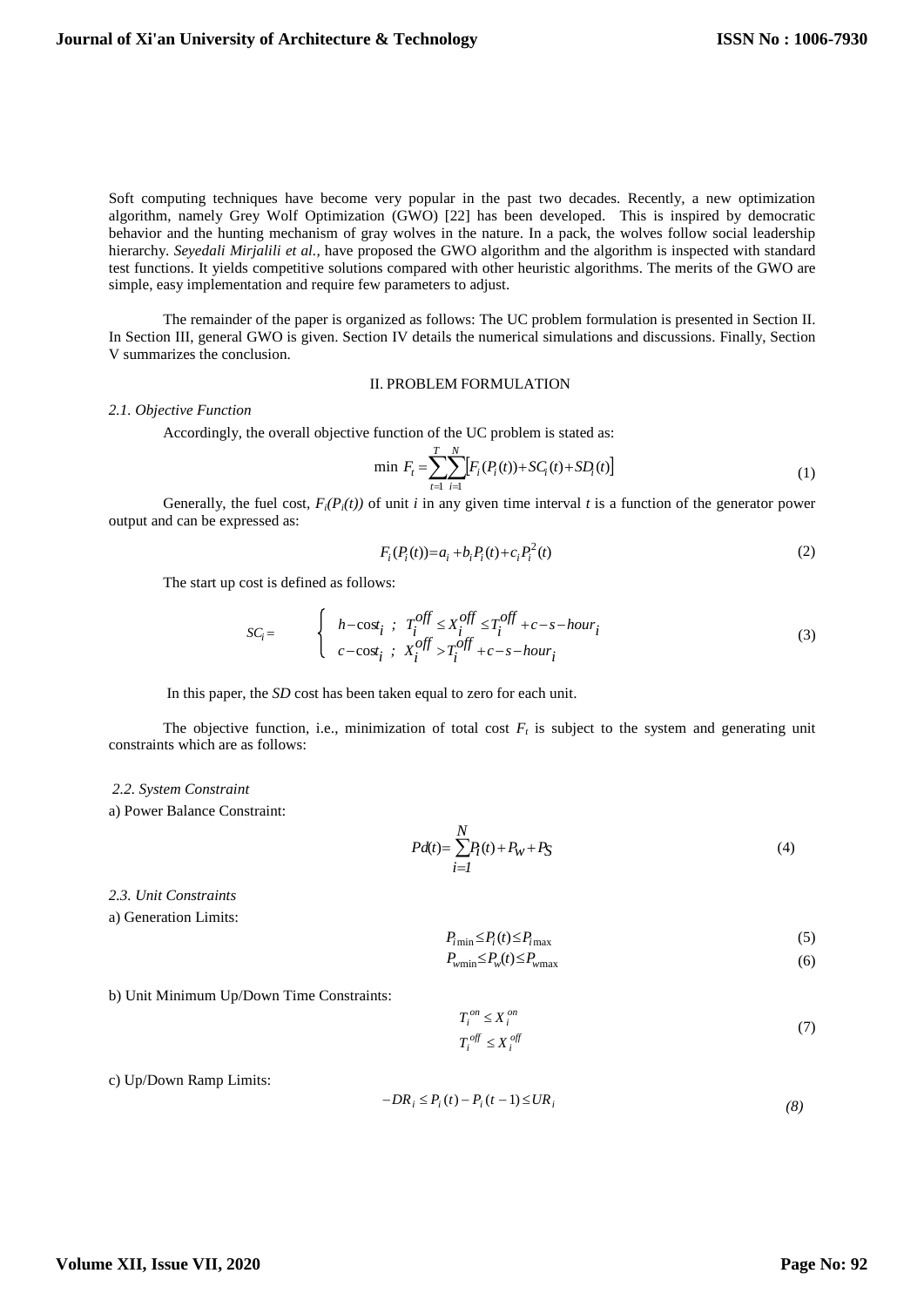Soft computing techniques have become very popular in the past two decades. Recently, a new optimization algorithm, namely Grey Wolf Optimization (GWO) [22] has been developed. This is inspired by democratic behavior and the hunting mechanism of gray wolves in the nature. In a pack, the wolves follow social leadership hierarchy. *Seyedali Mirjalili et al.*, have proposed the GWO algorithm and the algorithm is inspected with standard test functions. It yields competitive solutions compared with other heuristic algorithms. The merits of the GWO are simple, easy implementation and require few parameters to adjust.

The remainder of the paper is organized as follows: The UC problem formulation is presented in Section II. In Section III, general GWO is given. Section IV details the numerical simulations and discussions. Finally, Section V summarizes the conclusion.

## II. PROBLEM FORMULATION

### *2.1. Objective Function*

Accordingly, the overall objective function of the UC problem is stated as:

$$\min\ F_t = \sum_{t=1}^{T}\sum_{i=1}^{N}\left[F_i(P_i(t)) + SC_i(t) + SD_i(t)\right] \tag{1}$$

Generally, the fuel cost, $F_i(P_i(t))$ of unit $i$ in any given time interval $t$ is a function of the generator power output and can be expressed as:

$$F_i(P_i(t)) = a_i + b_i P_i(t) + c_i P_i^2(t) \tag{2}$$

The start up cost is defined as follows:

$$SC_i = \begin{cases} h-\text{cost}_i\ ;\ T_i^{off} \le X_i^{off} \le T_i^{off} + c-s-hour_i \\ c-\text{cost}_i\ ;\ X_i^{off} > T_i^{off} + c-s-hour_i \end{cases} \tag{3}$$

In this paper, the *SD* cost has been taken equal to zero for each unit.

The objective function, i.e., minimization of total cost $F_t$ is subject to the system and generating unit constraints which are as follows:

### *2.2. System Constraint*

a) Power Balance Constraint:

$$Pd(t) = \sum_{i=1}^{N} P_i(t) + P_W + P_S \tag{4}$$

### *2.3. Unit Constraints*

a) Generation Limits:

$$P_{i\min} \le P_i(t) \le P_{i\max} \tag{5}$$

$$P_{w\min} \le P_w(t) \le P_{w\max} \tag{6}$$

b) Unit Minimum Up/Down Time Constraints:

$$T_i^{on} \le X_i^{on}$$
$$T_i^{off} \le X_i^{off} \tag{7}$$

c) Up/Down Ramp Limits:

$$-DR_i \le P_i(t) - P_i(t-1) \le UR_i \tag{8}$$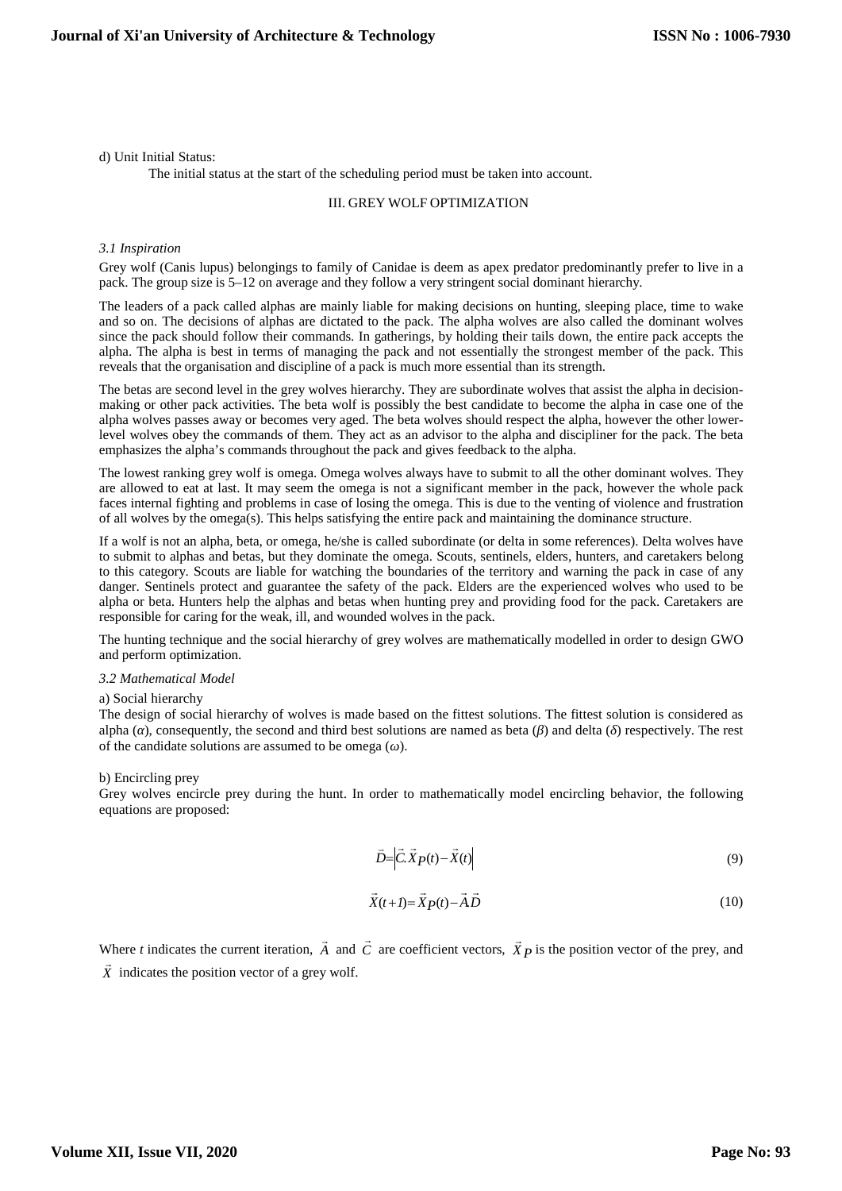d) Unit Initial Status:

The initial status at the start of the scheduling period must be taken into account.

## III. GREY WOLF OPTIMIZATION

### *3.1 Inspiration*

Grey wolf (Canis lupus) belongings to family of Canidae is deem as apex predator predominantly prefer to live in a pack. The group size is 5–12 on average and they follow a very stringent social dominant hierarchy.

The leaders of a pack called alphas are mainly liable for making decisions on hunting, sleeping place, time to wake and so on. The decisions of alphas are dictated to the pack. The alpha wolves are also called the dominant wolves since the pack should follow their commands. In gatherings, by holding their tails down, the entire pack accepts the alpha. The alpha is best in terms of managing the pack and not essentially the strongest member of the pack. This reveals that the organisation and discipline of a pack is much more essential than its strength.

The betas are second level in the grey wolves hierarchy. They are subordinate wolves that assist the alpha in decision-making or other pack activities. The beta wolf is possibly the best candidate to become the alpha in case one of the alpha wolves passes away or becomes very aged. The beta wolves should respect the alpha, however the other lower-level wolves obey the commands of them. They act as an advisor to the alpha and discipliner for the pack. The beta emphasizes the alpha's commands throughout the pack and gives feedback to the alpha.

The lowest ranking grey wolf is omega. Omega wolves always have to submit to all the other dominant wolves. They are allowed to eat at last. It may seem the omega is not a significant member in the pack, however the whole pack faces internal fighting and problems in case of losing the omega. This is due to the venting of violence and frustration of all wolves by the omega(s). This helps satisfying the entire pack and maintaining the dominance structure.

If a wolf is not an alpha, beta, or omega, he/she is called subordinate (or delta in some references). Delta wolves have to submit to alphas and betas, but they dominate the omega. Scouts, sentinels, elders, hunters, and caretakers belong to this category. Scouts are liable for watching the boundaries of the territory and warning the pack in case of any danger. Sentinels protect and guarantee the safety of the pack. Elders are the experienced wolves who used to be alpha or beta. Hunters help the alphas and betas when hunting prey and providing food for the pack. Caretakers are responsible for caring for the weak, ill, and wounded wolves in the pack.

The hunting technique and the social hierarchy of grey wolves are mathematically modelled in order to design GWO and perform optimization.

### *3.2 Mathematical Model*

a) Social hierarchy

The design of social hierarchy of wolves is made based on the fittest solutions. The fittest solution is considered as alpha ($\alpha$), consequently, the second and third best solutions are named as beta ($\beta$) and delta ($\delta$) respectively. The rest of the candidate solutions are assumed to be omega ($\omega$).

b) Encircling prey

Grey wolves encircle prey during the hunt. In order to mathematically model encircling behavior, the following equations are proposed:

$$\vec{D}=\left|\vec{C}.\vec{X}_P(t)-\vec{X}(t)\right| \tag{9}$$

$$\vec{X}(t+1)=\vec{X}_P(t)-\vec{A}\vec{D} \tag{10}$$

Where $t$ indicates the current iteration, $\vec{A}$ and $\vec{C}$ are coefficient vectors, $\vec{X}_P$ is the position vector of the prey, and $\vec{X}$ indicates the position vector of a grey wolf.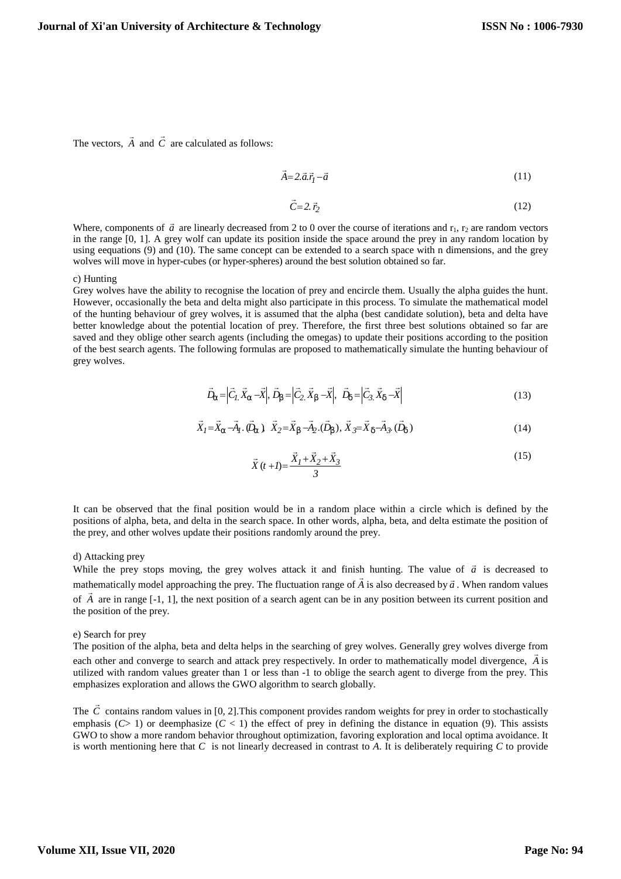The vectors, $\vec{A}$ and $\vec{C}$ are calculated as follows:

$$\vec{A} = 2.\vec{a}.\vec{r}_1 - \vec{a} \tag{11}$$

$$\vec{C} = 2.\vec{r}_2 \tag{12}$$

Where, components of $\vec{a}$ are linearly decreased from 2 to 0 over the course of iterations and $r_1$, $r_2$ are random vectors in the range [0, 1]. A grey wolf can update its position inside the space around the prey in any random location by using eequations (9) and (10). The same concept can be extended to a search space with n dimensions, and the grey wolves will move in hyper-cubes (or hyper-spheres) around the best solution obtained so far.

c) Hunting

Grey wolves have the ability to recognise the location of prey and encircle them. Usually the alpha guides the hunt. However, occasionally the beta and delta might also participate in this process. To simulate the mathematical model of the hunting behaviour of grey wolves, it is assumed that the alpha (best candidate solution), beta and delta have better knowledge about the potential location of prey. Therefore, the first three best solutions obtained so far are saved and they oblige other search agents (including the omegas) to update their positions according to the position of the best search agents. The following formulas are proposed to mathematically simulate the hunting behaviour of grey wolves.

$$\vec{D}_\alpha = \left|\vec{C}_1.\vec{X}_\alpha - \vec{X}\right|,\ \vec{D}_\beta = \left|\vec{C}_2.\vec{X}_\beta - \vec{X}\right|,\ \vec{D}_\delta = \left|\vec{C}_3.\vec{X}_\delta - \vec{X}\right| \tag{13}$$

$$\vec{X}_1 = \vec{X}_\alpha - \vec{A}_1.(\vec{D}_\alpha),\ \vec{X}_2 = \vec{X}_\beta - \vec{A}_2.(\vec{D}_\beta),\ \vec{X}_3 = \vec{X}_\delta - \vec{A}_3.(\vec{D}_\delta) \tag{14}$$

$$\vec{X}(t+1) = \frac{\vec{X}_1 + \vec{X}_2 + \vec{X}_3}{3} \tag{15}$$

It can be observed that the final position would be in a random place within a circle which is defined by the positions of alpha, beta, and delta in the search space. In other words, alpha, beta, and delta estimate the position of the prey, and other wolves update their positions randomly around the prey.

d) Attacking prey

While the prey stops moving, the grey wolves attack it and finish hunting. The value of $\vec{a}$ is decreased to mathematically model approaching the prey. The fluctuation range of $\vec{A}$ is also decreased by $\vec{a}$. When random values of $\vec{A}$ are in range [-1, 1], the next position of a search agent can be in any position between its current position and the position of the prey.

e) Search for prey

The position of the alpha, beta and delta helps in the searching of grey wolves. Generally grey wolves diverge from each other and converge to search and attack prey respectively. In order to mathematically model divergence, $\vec{A}$ is utilized with random values greater than 1 or less than -1 to oblige the search agent to diverge from the prey. This emphasizes exploration and allows the GWO algorithm to search globally.

The $\vec{C}$ contains random values in [0, 2].This component provides random weights for prey in order to stochastically emphasis ($C > 1$) or deemphasize ($C < 1$) the effect of prey in defining the distance in equation (9). This assists GWO to show a more random behavior throughout optimization, favoring exploration and local optima avoidance. It is worth mentioning here that $C$ is not linearly decreased in contrast to $A$. It is deliberately requiring $C$ to provide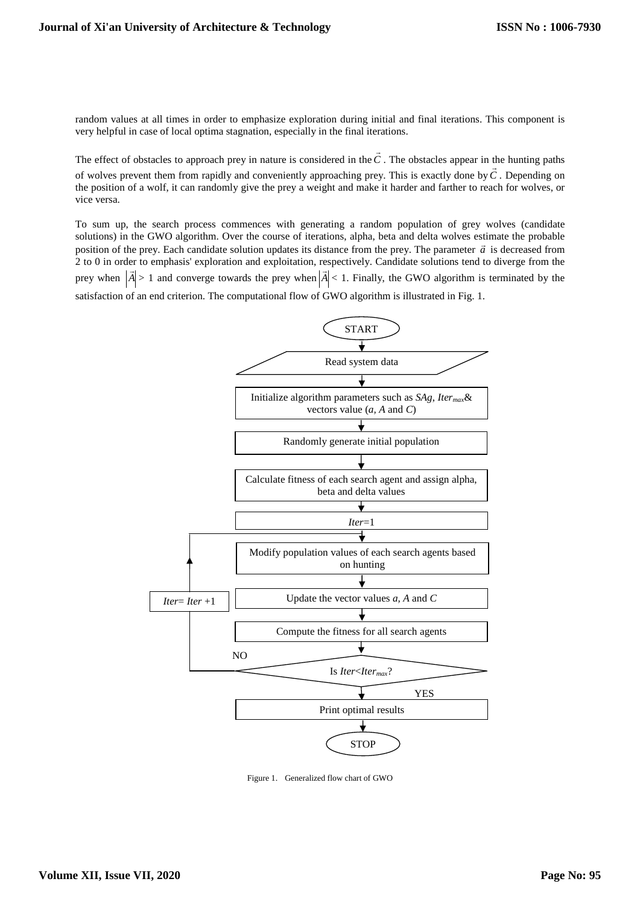random values at all times in order to emphasize exploration during initial and final iterations. This component is very helpful in case of local optima stagnation, especially in the final iterations.

The effect of obstacles to approach prey in nature is considered in the $\vec{C}$. The obstacles appear in the hunting paths of wolves prevent them from rapidly and conveniently approaching prey. This is exactly done by $\vec{C}$. Depending on the position of a wolf, it can randomly give the prey a weight and make it harder and farther to reach for wolves, or vice versa.

To sum up, the search process commences with generating a random population of grey wolves (candidate solutions) in the GWO algorithm. Over the course of iterations, alpha, beta and delta wolves estimate the probable position of the prey. Each candidate solution updates its distance from the prey. The parameter $\vec{a}$ is decreased from 2 to 0 in order to emphasis' exploration and exploitation, respectively. Candidate solutions tend to diverge from the prey when $|\vec{A}| > 1$ and converge towards the prey when $|\vec{A}| < 1$. Finally, the GWO algorithm is terminated by the satisfaction of an end criterion. The computational flow of GWO algorithm is illustrated in Fig. 1.

START → Read system data → Initialize algorithm parameters such as $SAg$, $Iter_{max}$ & vectors value ($a$, $A$ and $C$) → Randomly generate initial population → Calculate fitness of each search agent and assign alpha, beta and delta values → $Iter$=1 → Modify population values of each search agents based on hunting → Update the vector values $a$, $A$ and $C$ → Compute the fitness for all search agents → Is $Iter$<$Iter_{max}$? (NO: $Iter$= $Iter$ +1, return to Modify population values; YES: Print optimal results) → STOP

Figure 1. Generalized flow chart of GWO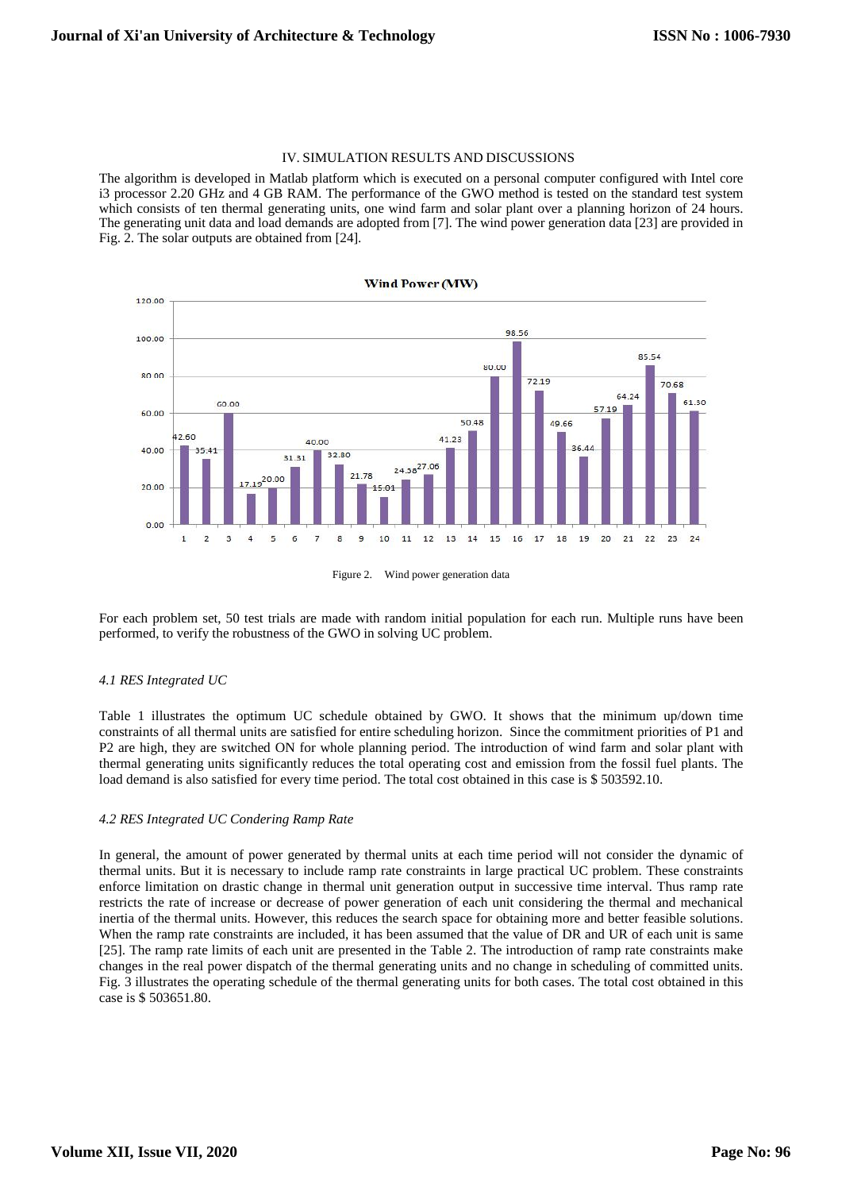## IV. SIMULATION RESULTS AND DISCUSSIONS

The algorithm is developed in Matlab platform which is executed on a personal computer configured with Intel core i3 processor 2.20 GHz and 4 GB RAM. The performance of the GWO method is tested on the standard test system which consists of ten thermal generating units, one wind farm and solar plant over a planning horizon of 24 hours. The generating unit data and load demands are adopted from [7]. The wind power generation data [23] are provided in Fig. 2. The solar outputs are obtained from [24].

Figure 2. Wind power generation data

For each problem set, 50 test trials are made with random initial population for each run. Multiple runs have been performed, to verify the robustness of the GWO in solving UC problem.

### *4.1 RES Integrated UC*

Table 1 illustrates the optimum UC schedule obtained by GWO. It shows that the minimum up/down time constraints of all thermal units are satisfied for entire scheduling horizon. Since the commitment priorities of P1 and P2 are high, they are switched ON for whole planning period. The introduction of wind farm and solar plant with thermal generating units significantly reduces the total operating cost and emission from the fossil fuel plants. The load demand is also satisfied for every time period. The total cost obtained in this case is $ 503592.10.

### *4.2 RES Integrated UC Condering Ramp Rate*

In general, the amount of power generated by thermal units at each time period will not consider the dynamic of thermal units. But it is necessary to include ramp rate constraints in large practical UC problem. These constraints enforce limitation on drastic change in thermal unit generation output in successive time interval. Thus ramp rate restricts the rate of increase or decrease of power generation of each unit considering the thermal and mechanical inertia of the thermal units. However, this reduces the search space for obtaining more and better feasible solutions. When the ramp rate constraints are included, it has been assumed that the value of DR and UR of each unit is same [25]. The ramp rate limits of each unit are presented in the Table 2. The introduction of ramp rate constraints make changes in the real power dispatch of the thermal generating units and no change in scheduling of committed units. Fig. 3 illustrates the operating schedule of the thermal generating units for both cases. The total cost obtained in this case is $ 503651.80.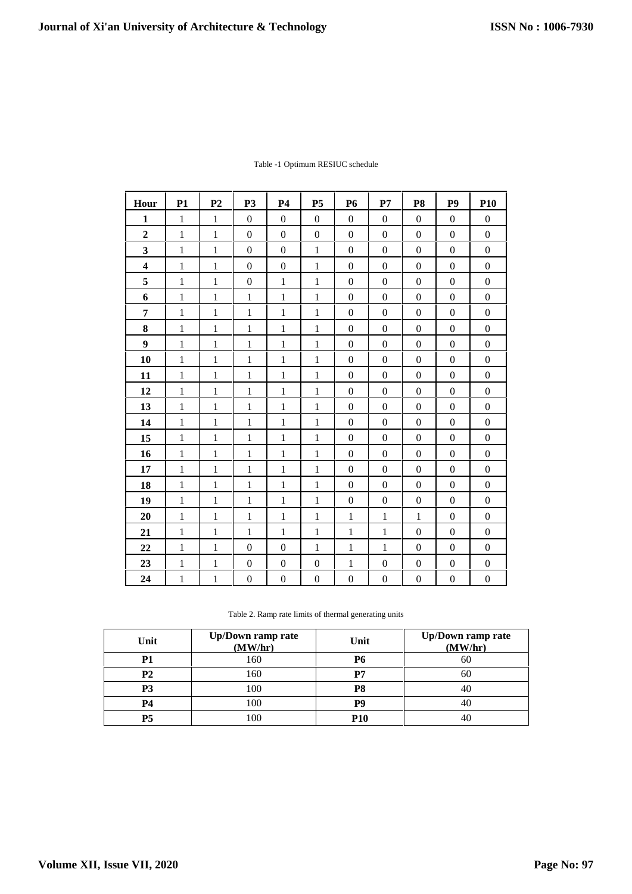Table -1 Optimum RESIUC schedule

| Hour | P1 | P2 | P3 | P4 | P5 | P6 | P7 | P8 | P9 | P10 |
|---|---|---|---|---|---|---|---|---|---|---|
| **1** | 1 | 1 | 0 | 0 | 0 | 0 | 0 | 0 | 0 | 0 |
| **2** | 1 | 1 | 0 | 0 | 0 | 0 | 0 | 0 | 0 | 0 |
| **3** | 1 | 1 | 0 | 0 | 1 | 0 | 0 | 0 | 0 | 0 |
| **4** | 1 | 1 | 0 | 0 | 1 | 0 | 0 | 0 | 0 | 0 |
| **5** | 1 | 1 | 0 | 1 | 1 | 0 | 0 | 0 | 0 | 0 |
| **6** | 1 | 1 | 1 | 1 | 1 | 0 | 0 | 0 | 0 | 0 |
| **7** | 1 | 1 | 1 | 1 | 1 | 0 | 0 | 0 | 0 | 0 |
| **8** | 1 | 1 | 1 | 1 | 1 | 0 | 0 | 0 | 0 | 0 |
| **9** | 1 | 1 | 1 | 1 | 1 | 0 | 0 | 0 | 0 | 0 |
| **10** | 1 | 1 | 1 | 1 | 1 | 0 | 0 | 0 | 0 | 0 |
| **11** | 1 | 1 | 1 | 1 | 1 | 0 | 0 | 0 | 0 | 0 |
| **12** | 1 | 1 | 1 | 1 | 1 | 0 | 0 | 0 | 0 | 0 |
| **13** | 1 | 1 | 1 | 1 | 1 | 0 | 0 | 0 | 0 | 0 |
| **14** | 1 | 1 | 1 | 1 | 1 | 0 | 0 | 0 | 0 | 0 |
| **15** | 1 | 1 | 1 | 1 | 1 | 0 | 0 | 0 | 0 | 0 |
| **16** | 1 | 1 | 1 | 1 | 1 | 0 | 0 | 0 | 0 | 0 |
| **17** | 1 | 1 | 1 | 1 | 1 | 0 | 0 | 0 | 0 | 0 |
| **18** | 1 | 1 | 1 | 1 | 1 | 0 | 0 | 0 | 0 | 0 |
| **19** | 1 | 1 | 1 | 1 | 1 | 0 | 0 | 0 | 0 | 0 |
| **20** | 1 | 1 | 1 | 1 | 1 | 1 | 1 | 1 | 0 | 0 |
| **21** | 1 | 1 | 1 | 1 | 1 | 1 | 1 | 0 | 0 | 0 |
| **22** | 1 | 1 | 0 | 0 | 1 | 1 | 1 | 0 | 0 | 0 |
| **23** | 1 | 1 | 0 | 0 | 0 | 1 | 0 | 0 | 0 | 0 |
| **24** | 1 | 1 | 0 | 0 | 0 | 0 | 0 | 0 | 0 | 0 |

Table 2. Ramp rate limits of thermal generating units

| Unit | Up/Down ramp rate (MW/hr) | Unit | Up/Down ramp rate (MW/hr) |
|---|---|---|---|
| **P1** | 160 | **P6** | 60 |
| **P2** | 160 | **P7** | 60 |
| **P3** | 100 | **P8** | 40 |
| **P4** | 100 | **P9** | 40 |
| **P5** | 100 | **P10** | 40 |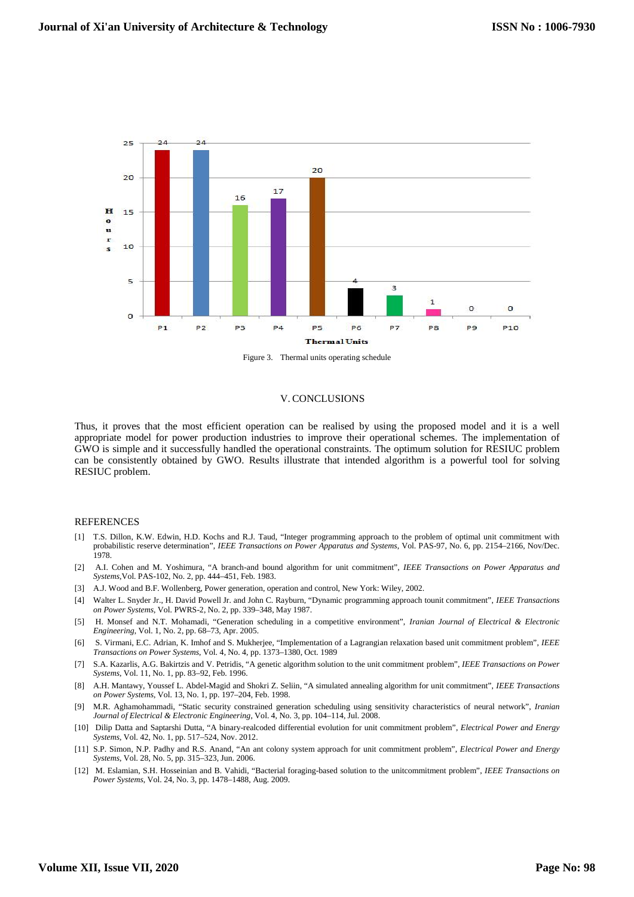Figure 3. Thermal units operating schedule

## V. CONCLUSIONS

Thus, it proves that the most efficient operation can be realised by using the proposed model and it is a well appropriate model for power production industries to improve their operational schemes. The implementation of GWO is simple and it successfully handled the operational constraints. The optimum solution for RESIUC problem can be consistently obtained by GWO. Results illustrate that intended algorithm is a powerful tool for solving RESIUC problem.

## REFERENCES

[1] T.S. Dillon, K.W. Edwin, H.D. Kochs and R.J. Taud, "Integer programming approach to the problem of optimal unit commitment with probabilistic reserve determination", *IEEE Transactions on Power Apparatus and Systems*, Vol. PAS-97, No. 6, pp. 2154–2166, Nov/Dec. 1978.

[2] A.I. Cohen and M. Yoshimura, "A branch-and bound algorithm for unit commitment", *IEEE Transactions on Power Apparatus and Systems*,Vol. PAS-102, No. 2, pp. 444–451, Feb. 1983.

[3] A.J. Wood and B.F. Wollenberg, Power generation, operation and control, New York: Wiley, 2002.

[4] Walter L. Snyder Jr., H. David Powell Jr. and John C. Rayburn, "Dynamic programming approach tounit commitment", *IEEE Transactions on Power Systems*, Vol. PWRS-2, No. 2, pp. 339–348, May 1987.

[5] H. Monsef and N.T. Mohamadi, "Generation scheduling in a competitive environment", *Iranian Journal of Electrical & Electronic Engineering*, Vol. 1, No. 2, pp. 68–73, Apr. 2005.

[6] S. Virmani, E.C. Adrian, K. Imhof and S. Mukherjee, "Implementation of a Lagrangian relaxation based unit commitment problem", *IEEE Transactions on Power Systems*, Vol. 4, No. 4, pp. 1373–1380, Oct. 1989

[7] S.A. Kazarlis, A.G. Bakirtzis and V. Petridis, "A genetic algorithm solution to the unit commitment problem", *IEEE Transactions on Power Systems*, Vol. 11, No. 1, pp. 83–92, Feb. 1996.

[8] A.H. Mantawy, Youssef L. Abdel-Magid and Shokri Z. Seliin, "A simulated annealing algorithm for unit commitment", *IEEE Transactions on Power Systems*, Vol. 13, No. 1, pp. 197–204, Feb. 1998.

[9] M.R. Aghamohammadi, "Static security constrained generation scheduling using sensitivity characteristics of neural network", *Iranian Journal of Electrical & Electronic Engineering*, Vol. 4, No. 3, pp. 104–114, Jul. 2008.

[10] Dilip Datta and Saptarshi Dutta, "A binary-realcoded differential evolution for unit commitment problem", *Electrical Power and Energy Systems*, Vol. 42, No. 1, pp. 517–524, Nov. 2012.

[11] S.P. Simon, N.P. Padhy and R.S. Anand, "An ant colony system approach for unit commitment problem", *Electrical Power and Energy Systems*, Vol. 28, No. 5, pp. 315–323, Jun. 2006.

[12] M. Eslamian, S.H. Hosseinian and B. Vahidi, "Bacterial foraging-based solution to the unitcommitment problem", *IEEE Transactions on Power Systems*, Vol. 24, No. 3, pp. 1478–1488, Aug. 2009.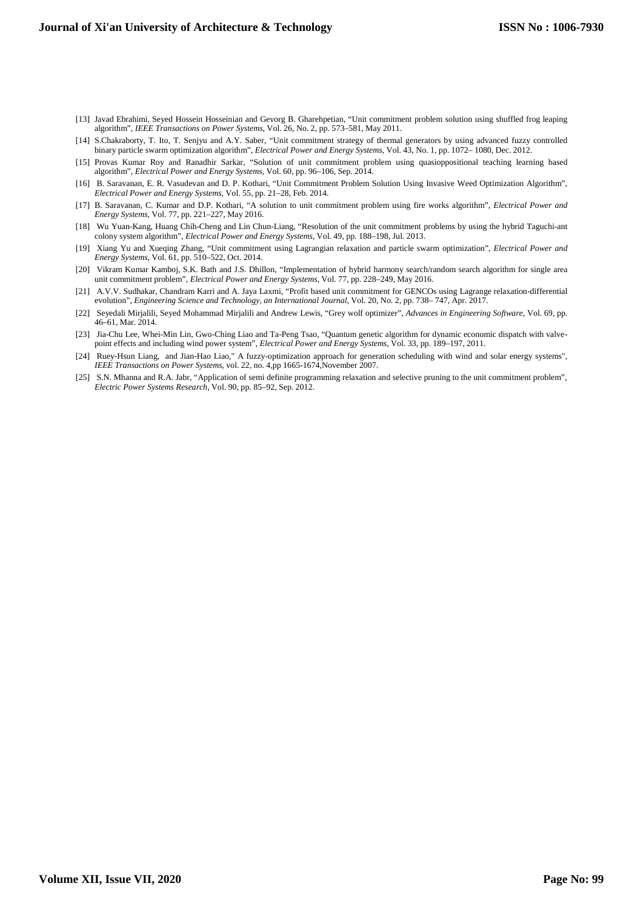[13] Javad Ebrahimi, Seyed Hossein Hosseinian and Gevorg B. Gharehpetian, "Unit commitment problem solution using shuffled frog leaping algorithm", *IEEE Transactions on Power Systems*, Vol. 26, No. 2, pp. 573–581, May 2011.

[14] S.Chakraborty, T. Ito, T. Senjyu and A.Y. Saber, "Unit commitment strategy of thermal generators by using advanced fuzzy controlled binary particle swarm optimization algorithm", *Electrical Power and Energy Systems*, Vol. 43, No. 1, pp. 1072– 1080, Dec. 2012.

[15] Provas Kumar Roy and Ranadhir Sarkar, "Solution of unit commitment problem using quasioppositional teaching learning based algorithm", *Electrical Power and Energy Systems*, Vol. 60, pp. 96–106, Sep. 2014.

[16] B. Saravanan, E. R. Vasudevan and D. P. Kothari, "Unit Commitment Problem Solution Using Invasive Weed Optimization Algorithm", *Electrical Power and Energy Systems*, Vol. 55, pp. 21–28, Feb. 2014.

[17] B. Saravanan, C. Kumar and D.P. Kothari, "A solution to unit commitment problem using fire works algorithm", *Electrical Power and Energy Systems*, Vol. 77, pp. 221–227, May 2016.

[18] Wu Yuan-Kang, Huang Chih-Cheng and Lin Chun-Liang, "Resolution of the unit commitment problems by using the hybrid Taguchi-ant colony system algorithm", *Electrical Power and Energy Systems*, Vol. 49, pp. 188–198, Jul. 2013.

[19] Xiang Yu and Xueqing Zhang, "Unit commitment using Lagrangian relaxation and particle swarm optimization", *Electrical Power and Energy Systems*, Vol. 61, pp. 510–522, Oct. 2014.

[20] Vikram Kumar Kamboj, S.K. Bath and J.S. Dhillon, "Implementation of hybrid harmony search/random search algorithm for single area unit commitment problem", *Electrical Power and Energy Systems*, Vol. 77, pp. 228–249, May 2016.

[21] A.V.V. Sudhakar, Chandram Karri and A. Jaya Laxmi, "Profit based unit commitment for GENCOs using Lagrange relaxation-differential evolution", *Engineering Science and Technology, an International Journal*, Vol. 20, No. 2, pp. 738– 747, Apr. 2017.

[22] Seyedali Mirjalili, Seyed Mohammad Mirjalili and Andrew Lewis, "Grey wolf optimizer", *Advances in Engineering Software*, Vol. 69, pp. 46–61, Mar. 2014.

[23] Jia-Chu Lee, Whei-Min Lin, Gwo-Ching Liao and Ta-Peng Tsao, "Quantum genetic algorithm for dynamic economic dispatch with valve-point effects and including wind power system", *Electrical Power and Energy Systems*, Vol. 33, pp. 189–197, 2011.

[24] Ruey-Hsun Liang, and Jian-Hao Liao," A fuzzy-optimization approach for generation scheduling with wind and solar energy systems", *IEEE Transactions on Power Systems*, vol. 22, no. 4,pp 1665-1674,November 2007.

[25] S.N. Mhanna and R.A. Jabr, "Application of semi definite programming relaxation and selective pruning to the unit commitment problem", *Electric Power Systems Research*, Vol. 90, pp. 85–92, Sep. 2012.